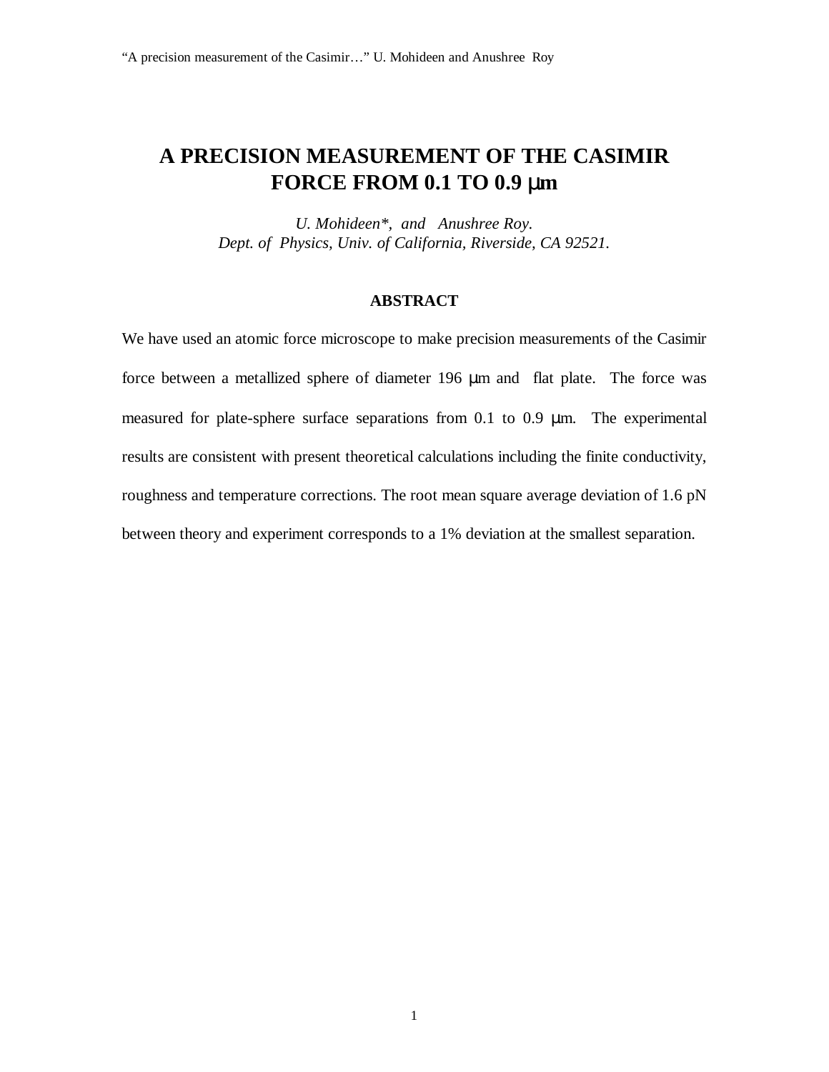# A PRECISION MEASUREMENT OF THE CASIMIR FORCE FROM 0.1 TO 0.9 μm

*U. Mohideen\*, and Anushree Roy.*
*Dept. of Physics, Univ. of California, Riverside, CA 92521.*

## ABSTRACT

We have used an atomic force microscope to make precision measurements of the Casimir force between a metallized sphere of diameter 196 μm and flat plate. The force was measured for plate-sphere surface separations from 0.1 to 0.9 μm. The experimental results are consistent with present theoretical calculations including the finite conductivity, roughness and temperature corrections. The root mean square average deviation of 1.6 pN between theory and experiment corresponds to a 1% deviation at the smallest separation.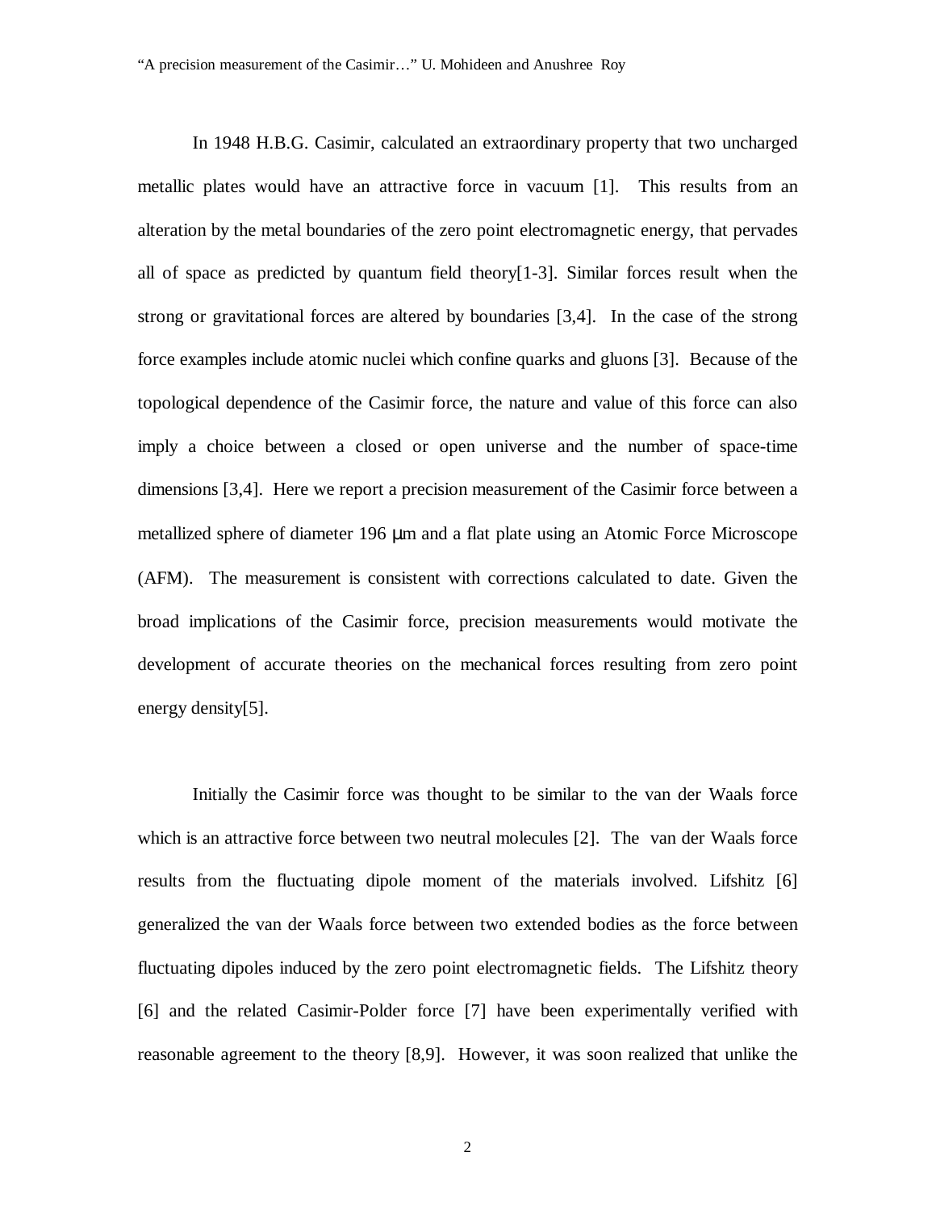In 1948 H.B.G. Casimir, calculated an extraordinary property that two uncharged metallic plates would have an attractive force in vacuum [1]. This results from an alteration by the metal boundaries of the zero point electromagnetic energy, that pervades all of space as predicted by quantum field theory[1-3]. Similar forces result when the strong or gravitational forces are altered by boundaries [3,4]. In the case of the strong force examples include atomic nuclei which confine quarks and gluons [3]. Because of the topological dependence of the Casimir force, the nature and value of this force can also imply a choice between a closed or open universe and the number of space-time dimensions [3,4]. Here we report a precision measurement of the Casimir force between a metallized sphere of diameter 196 μm and a flat plate using an Atomic Force Microscope (AFM). The measurement is consistent with corrections calculated to date. Given the broad implications of the Casimir force, precision measurements would motivate the development of accurate theories on the mechanical forces resulting from zero point energy density[5].

Initially the Casimir force was thought to be similar to the van der Waals force which is an attractive force between two neutral molecules [2]. The van der Waals force results from the fluctuating dipole moment of the materials involved. Lifshitz [6] generalized the van der Waals force between two extended bodies as the force between fluctuating dipoles induced by the zero point electromagnetic fields. The Lifshitz theory [6] and the related Casimir-Polder force [7] have been experimentally verified with reasonable agreement to the theory [8,9]. However, it was soon realized that unlike the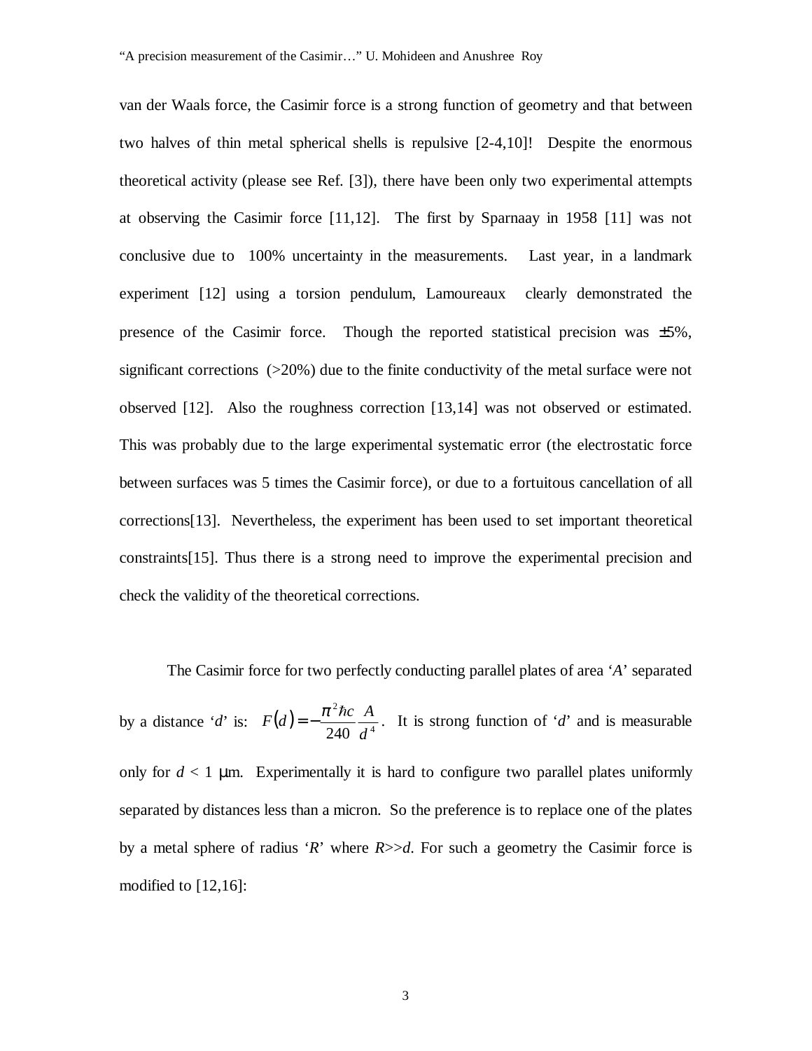van der Waals force, the Casimir force is a strong function of geometry and that between two halves of thin metal spherical shells is repulsive [2-4,10]! Despite the enormous theoretical activity (please see Ref. [3]), there have been only two experimental attempts at observing the Casimir force [11,12]. The first by Sparnaay in 1958 [11] was not conclusive due to 100% uncertainty in the measurements. Last year, in a landmark experiment [12] using a torsion pendulum, Lamoureaux clearly demonstrated the presence of the Casimir force. Though the reported statistical precision was ±5%, significant corrections (>20%) due to the finite conductivity of the metal surface were not observed [12]. Also the roughness correction [13,14] was not observed or estimated. This was probably due to the large experimental systematic error (the electrostatic force between surfaces was 5 times the Casimir force), or due to a fortuitous cancellation of all corrections[13]. Nevertheless, the experiment has been used to set important theoretical constraints[15]. Thus there is a strong need to improve the experimental precision and check the validity of the theoretical corrections.

The Casimir force for two perfectly conducting parallel plates of area '$A$' separated by a distance '$d$' is: $F(d) = -\frac{\pi^2 \hbar c}{240} \frac{A}{d^4}$. It is strong function of '$d$' and is measurable only for $d < 1$ μm. Experimentally it is hard to configure two parallel plates uniformly separated by distances less than a micron. So the preference is to replace one of the plates by a metal sphere of radius '$R$' where $R >> d$. For such a geometry the Casimir force is modified to [12,16]: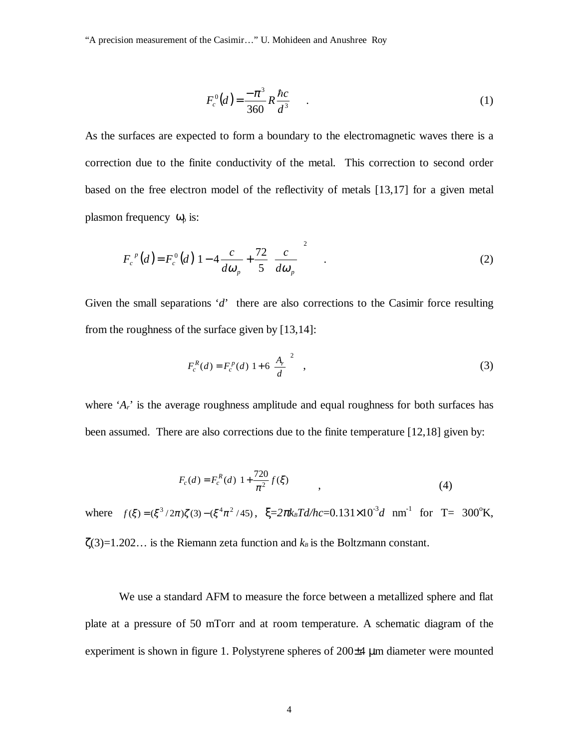$$F_c^0(d) = \frac{-\pi^3}{360} R \frac{\hbar c}{d^3} \quad . \tag{1}$$

As the surfaces are expected to form a boundary to the electromagnetic waves there is a correction due to the finite conductivity of the metal. This correction to second order based on the free electron model of the reflectivity of metals [13,17] for a given metal plasmon frequency $\omega_p$ is:

$$F_c^{\,p}(d) = F_c^0(d)\left[1 - 4\frac{c}{d\omega_p} + \frac{72}{5}\left(\frac{c}{d\omega_p}\right)^2\right] \quad . \tag{2}$$

Given the small separations '$d$' there are also corrections to the Casimir force resulting from the roughness of the surface given by [13,14]:

$$F_c^R(d) = F_c^p(d)\left[1 + 6\left(\frac{A_r}{d}\right)^2\right] \quad , \tag{3}$$

where '$A_r$' is the average roughness amplitude and equal roughness for both surfaces has been assumed. There are also corrections due to the finite temperature [12,18] given by:

$$F_c(d) = F_c^R(d)\left[1 + \frac{720}{\pi^2} f(\xi)\right] \quad , \tag{4}$$

where $f(\xi) = (\xi^3/2\pi)\zeta(3) - (\xi^4\pi^2/45)$, $\xi = 2\pi k_B T d/hc = 0.131\times10^{-3} d$ nm$^{-1}$ for T= 300$^{\circ}$K, $\zeta(3)=1.202\ldots$ is the Riemann zeta function and $k_B$ is the Boltzmann constant.

We use a standard AFM to measure the force between a metallized sphere and flat plate at a pressure of 50 mTorr and at room temperature. A schematic diagram of the experiment is shown in figure 1. Polystyrene spheres of 200±4 μm diameter were mounted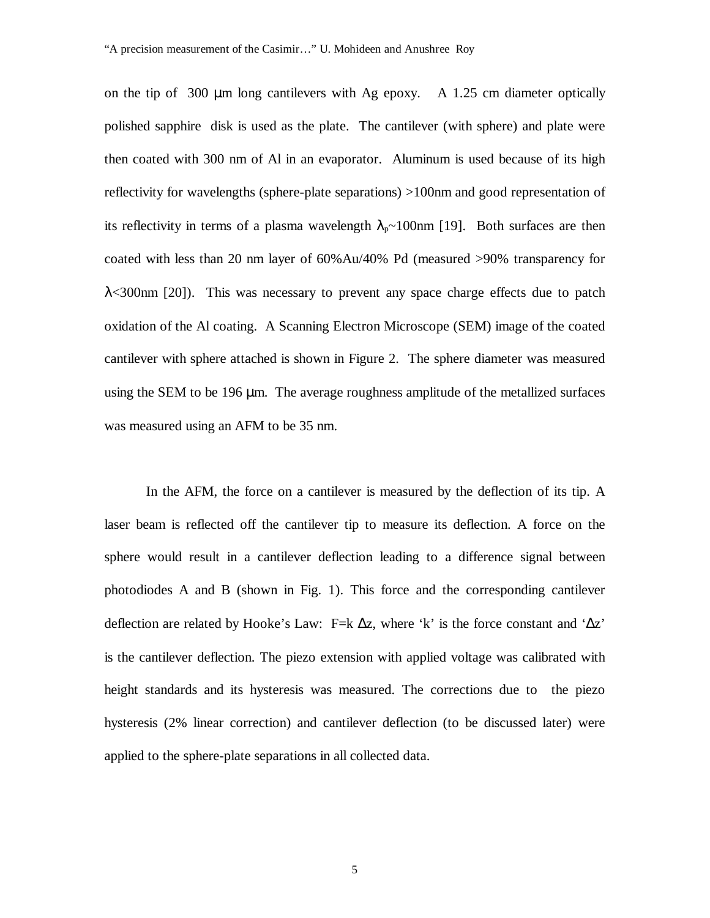on the tip of 300 μm long cantilevers with Ag epoxy. A 1.25 cm diameter optically polished sapphire disk is used as the plate. The cantilever (with sphere) and plate were then coated with 300 nm of Al in an evaporator. Aluminum is used because of its high reflectivity for wavelengths (sphere-plate separations) >100nm and good representation of its reflectivity in terms of a plasma wavelength $\lambda_p$~100nm [19]. Both surfaces are then coated with less than 20 nm layer of 60%Au/40% Pd (measured >90% transparency for $\lambda$<300nm [20]). This was necessary to prevent any space charge effects due to patch oxidation of the Al coating. A Scanning Electron Microscope (SEM) image of the coated cantilever with sphere attached is shown in Figure 2. The sphere diameter was measured using the SEM to be 196 μm. The average roughness amplitude of the metallized surfaces was measured using an AFM to be 35 nm.

In the AFM, the force on a cantilever is measured by the deflection of its tip. A laser beam is reflected off the cantilever tip to measure its deflection. A force on the sphere would result in a cantilever deflection leading to a difference signal between photodiodes A and B (shown in Fig. 1). This force and the corresponding cantilever deflection are related by Hooke's Law: $F=k\,\Delta z$, where 'k' is the force constant and '$\Delta z$' is the cantilever deflection. The piezo extension with applied voltage was calibrated with height standards and its hysteresis was measured. The corrections due to the piezo hysteresis (2% linear correction) and cantilever deflection (to be discussed later) were applied to the sphere-plate separations in all collected data.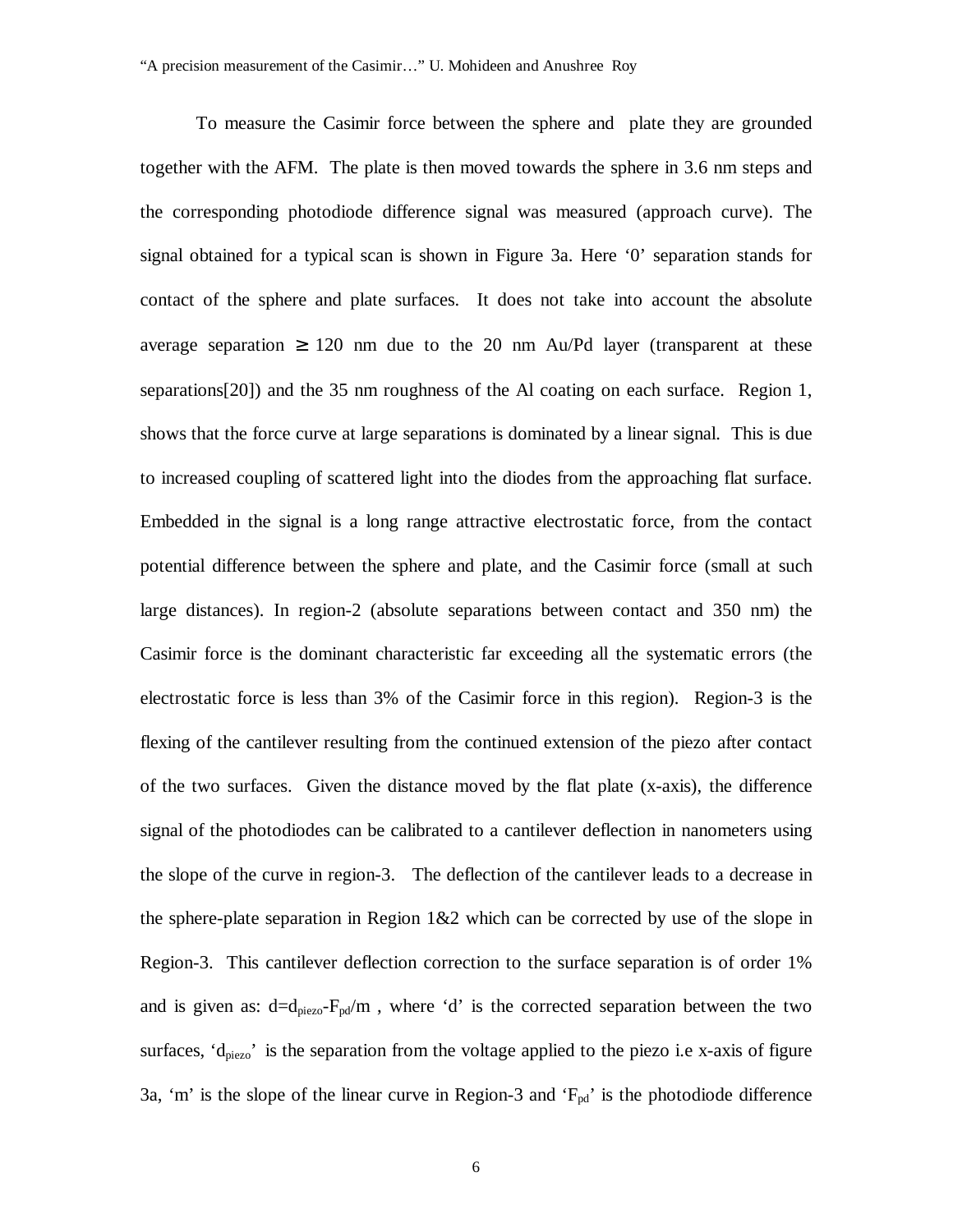To measure the Casimir force between the sphere and plate they are grounded together with the AFM. The plate is then moved towards the sphere in 3.6 nm steps and the corresponding photodiode difference signal was measured (approach curve). The signal obtained for a typical scan is shown in Figure 3a. Here '0' separation stands for contact of the sphere and plate surfaces. It does not take into account the absolute average separation $\geq$ 120 nm due to the 20 nm Au/Pd layer (transparent at these separations[20]) and the 35 nm roughness of the Al coating on each surface. Region 1, shows that the force curve at large separations is dominated by a linear signal. This is due to increased coupling of scattered light into the diodes from the approaching flat surface. Embedded in the signal is a long range attractive electrostatic force, from the contact potential difference between the sphere and plate, and the Casimir force (small at such large distances). In region-2 (absolute separations between contact and 350 nm) the Casimir force is the dominant characteristic far exceeding all the systematic errors (the electrostatic force is less than 3% of the Casimir force in this region). Region-3 is the flexing of the cantilever resulting from the continued extension of the piezo after contact of the two surfaces. Given the distance moved by the flat plate (x-axis), the difference signal of the photodiodes can be calibrated to a cantilever deflection in nanometers using the slope of the curve in region-3. The deflection of the cantilever leads to a decrease in the sphere-plate separation in Region 1&2 which can be corrected by use of the slope in Region-3. This cantilever deflection correction to the surface separation is of order 1% and is given as: $d=d_{piezo}-F_{pd}/m$ , where 'd' is the corrected separation between the two surfaces, '$d_{piezo}$' is the separation from the voltage applied to the piezo i.e x-axis of figure 3a, 'm' is the slope of the linear curve in Region-3 and '$F_{pd}$' is the photodiode difference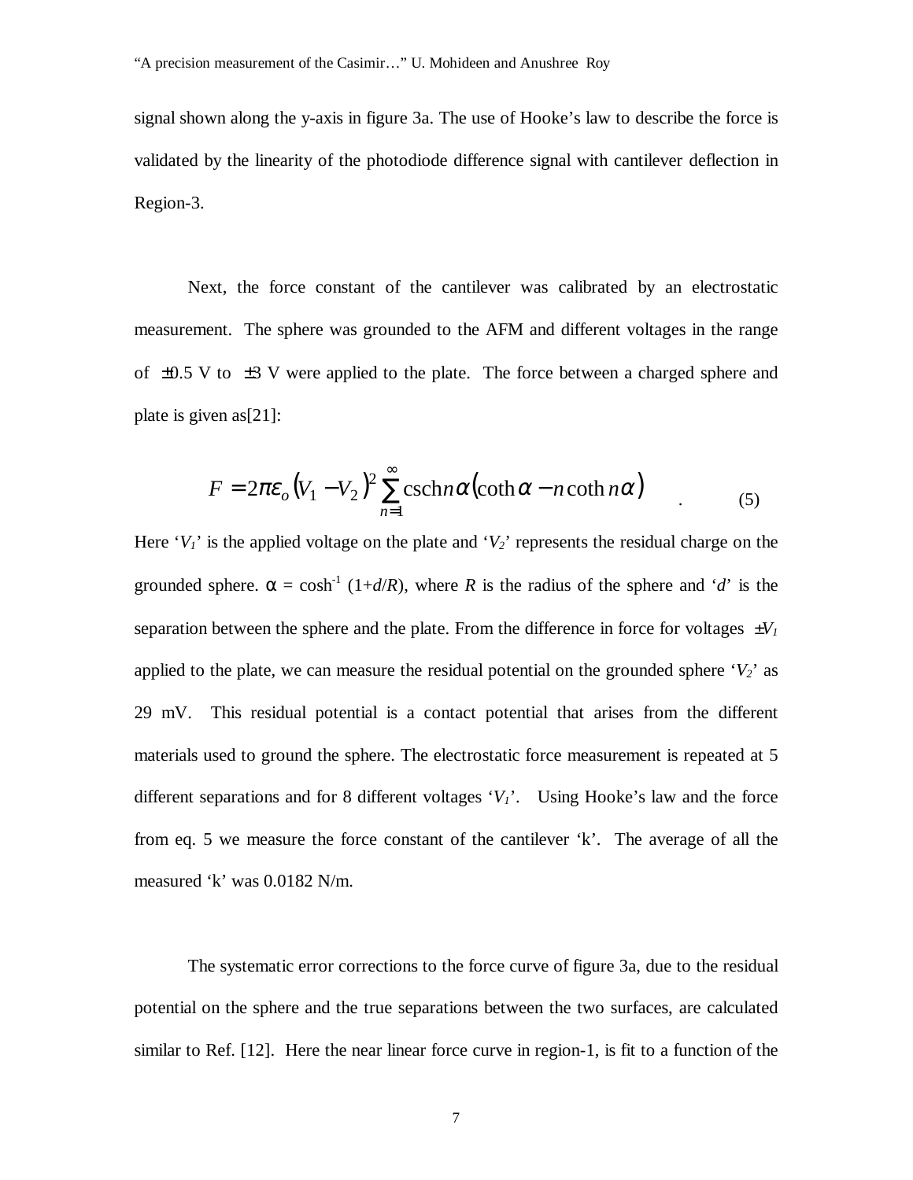signal shown along the y-axis in figure 3a. The use of Hooke's law to describe the force is validated by the linearity of the photodiode difference signal with cantilever deflection in Region-3.

Next, the force constant of the cantilever was calibrated by an electrostatic measurement. The sphere was grounded to the AFM and different voltages in the range of $\pm 0.5$ V to $\pm 3$ V were applied to the plate. The force between a charged sphere and plate is given as[21]:

$$F = 2\pi\varepsilon_o (V_1 - V_2)^2 \sum_{n=1}^{\infty} \operatorname{csch} n\alpha \left( \coth \alpha - n \coth n\alpha \right) \quad . \qquad (5)$$

Here '$V_1$' is the applied voltage on the plate and '$V_2$' represents the residual charge on the grounded sphere. $\alpha = \cosh^{-1}(1+d/R)$, where $R$ is the radius of the sphere and '$d$' is the separation between the sphere and the plate. From the difference in force for voltages $\pm V_1$ applied to the plate, we can measure the residual potential on the grounded sphere '$V_2$' as 29 mV. This residual potential is a contact potential that arises from the different materials used to ground the sphere. The electrostatic force measurement is repeated at 5 different separations and for 8 different voltages '$V_1$'. Using Hooke's law and the force from eq. 5 we measure the force constant of the cantilever 'k'. The average of all the measured 'k' was 0.0182 N/m.

The systematic error corrections to the force curve of figure 3a, due to the residual potential on the sphere and the true separations between the two surfaces, are calculated similar to Ref. [12]. Here the near linear force curve in region-1, is fit to a function of the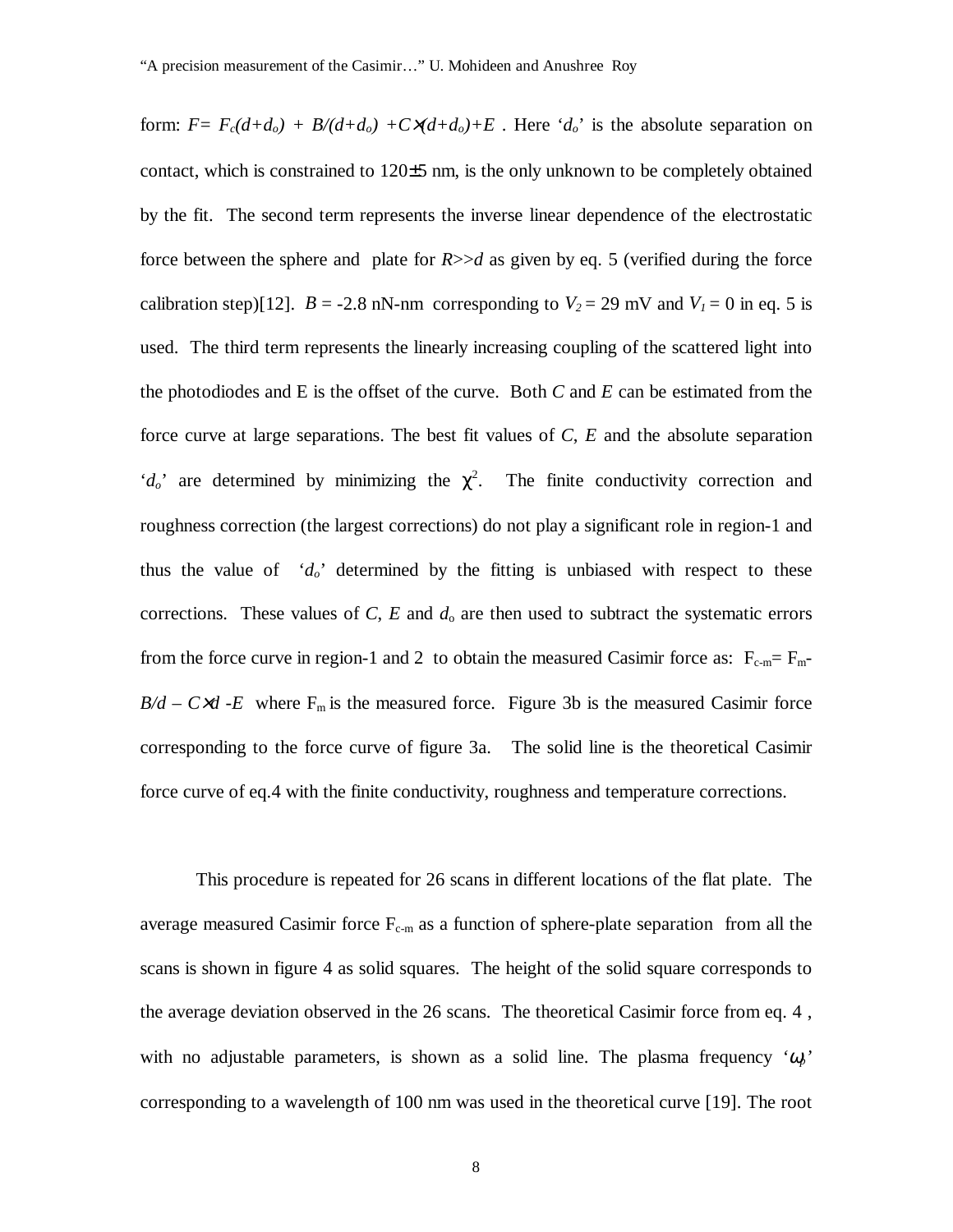form: $F= F_c(d+d_o) + B/(d+d_o) + C\times(d+d_o)+E$ . Here '$d_o$' is the absolute separation on contact, which is constrained to 120±5 nm, is the only unknown to be completely obtained by the fit. The second term represents the inverse linear dependence of the electrostatic force between the sphere and plate for $R>>d$ as given by eq. 5 (verified during the force calibration step)[12]. $B$ = -2.8 nN-nm corresponding to $V_2$ = 29 mV and $V_1$ = 0 in eq. 5 is used. The third term represents the linearly increasing coupling of the scattered light into the photodiodes and E is the offset of the curve. Both $C$ and $E$ can be estimated from the force curve at large separations. The best fit values of $C$, $E$ and the absolute separation '$d_o$' are determined by minimizing the $\chi^2$. The finite conductivity correction and roughness correction (the largest corrections) do not play a significant role in region-1 and thus the value of '$d_o$' determined by the fitting is unbiased with respect to these corrections. These values of $C$, $E$ and $d_o$ are then used to subtract the systematic errors from the force curve in region-1 and 2 to obtain the measured Casimir force as: $F_{c\text{-}m}= F_m - B/d - C\times d - E$ where $F_m$ is the measured force. Figure 3b is the measured Casimir force corresponding to the force curve of figure 3a. The solid line is the theoretical Casimir force curve of eq.4 with the finite conductivity, roughness and temperature corrections.

This procedure is repeated for 26 scans in different locations of the flat plate. The average measured Casimir force $F_{c\text{-}m}$ as a function of sphere-plate separation from all the scans is shown in figure 4 as solid squares. The height of the solid square corresponds to the average deviation observed in the 26 scans. The theoretical Casimir force from eq. 4 , with no adjustable parameters, is shown as a solid line. The plasma frequency '$\omega_p$' corresponding to a wavelength of 100 nm was used in the theoretical curve [19]. The root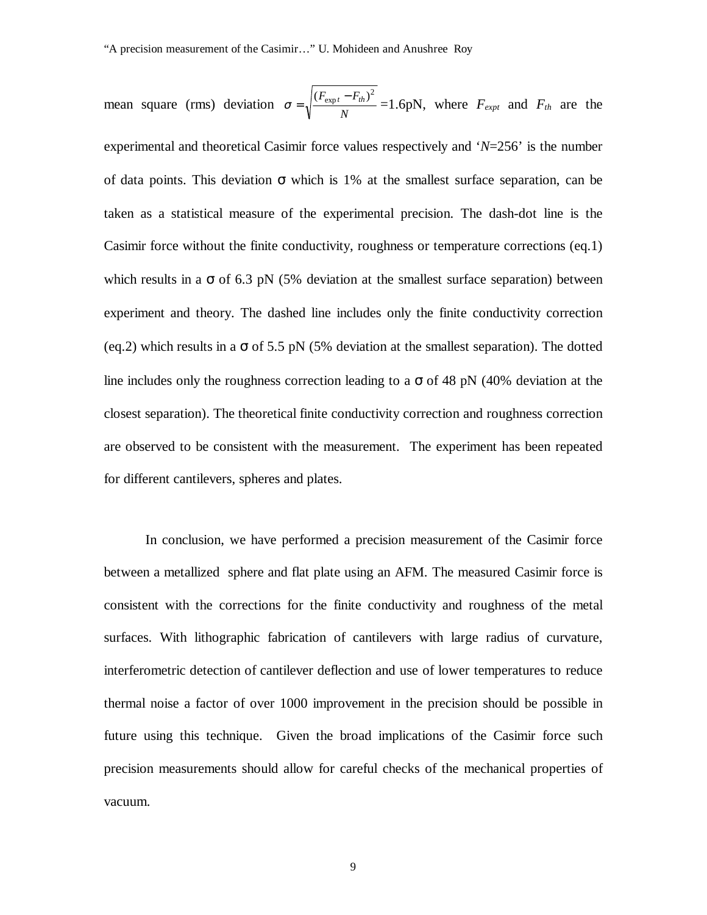mean square (rms) deviation $\sigma = \sqrt{\frac{(F_{expt} - F_{th})^2}{N}}$ =1.6pN, where $F_{expt}$ and $F_{th}$ are the experimental and theoretical Casimir force values respectively and '$N$=256' is the number of data points. This deviation σ which is 1% at the smallest surface separation, can be taken as a statistical measure of the experimental precision. The dash-dot line is the Casimir force without the finite conductivity, roughness or temperature corrections (eq.1) which results in a σ of 6.3 pN (5% deviation at the smallest surface separation) between experiment and theory. The dashed line includes only the finite conductivity correction (eq.2) which results in a σ of 5.5 pN (5% deviation at the smallest separation). The dotted line includes only the roughness correction leading to a σ of 48 pN (40% deviation at the closest separation). The theoretical finite conductivity correction and roughness correction are observed to be consistent with the measurement. The experiment has been repeated for different cantilevers, spheres and plates.

In conclusion, we have performed a precision measurement of the Casimir force between a metallized sphere and flat plate using an AFM. The measured Casimir force is consistent with the corrections for the finite conductivity and roughness of the metal surfaces. With lithographic fabrication of cantilevers with large radius of curvature, interferometric detection of cantilever deflection and use of lower temperatures to reduce thermal noise a factor of over 1000 improvement in the precision should be possible in future using this technique. Given the broad implications of the Casimir force such precision measurements should allow for careful checks of the mechanical properties of vacuum.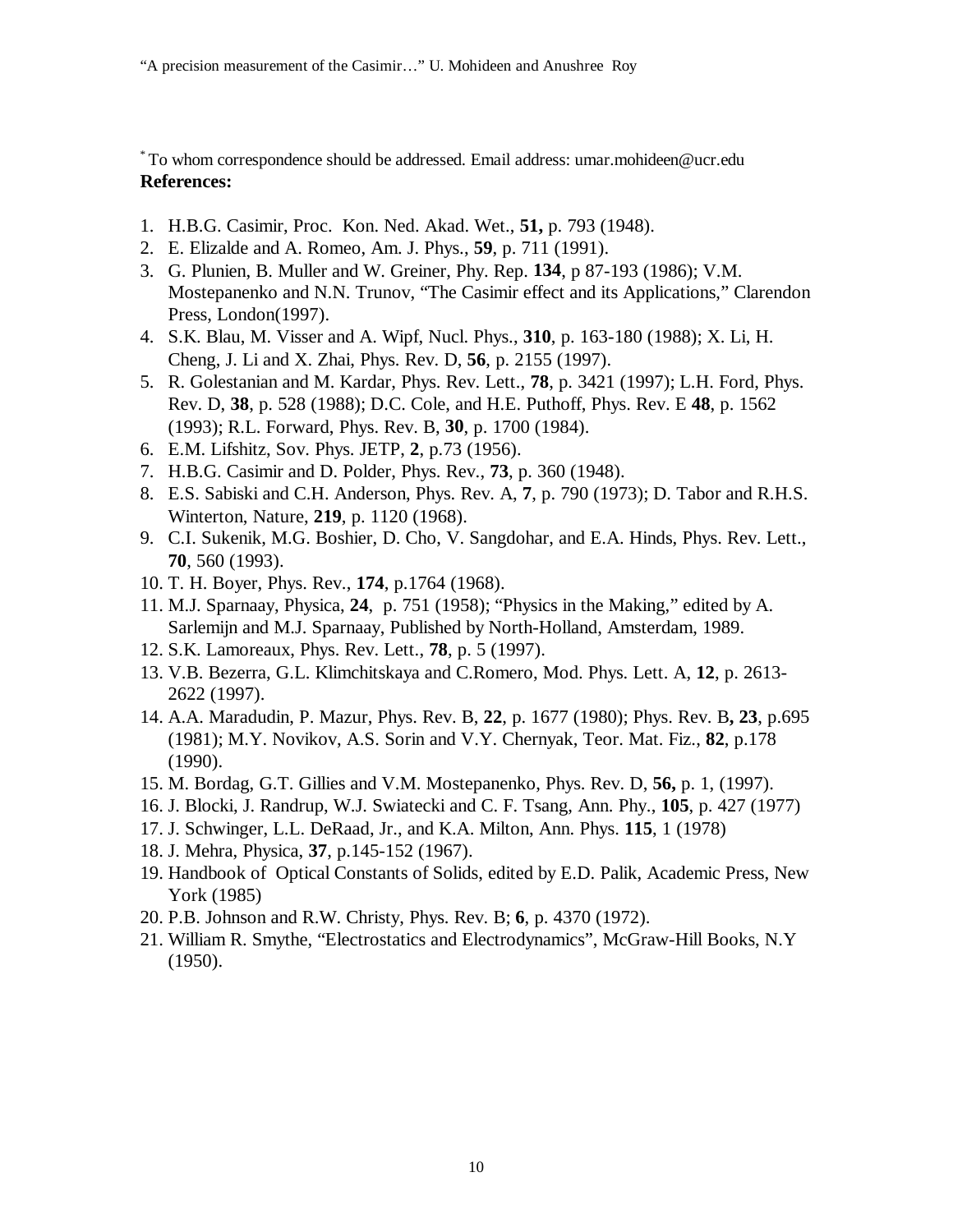[*] To whom correspondence should be addressed. Email address: umar.mohideen@ucr.edu

**References:**

1. H.B.G. Casimir, Proc. Kon. Ned. Akad. Wet., **51,** p. 793 (1948).
2. E. Elizalde and A. Romeo, Am. J. Phys., **59**, p. 711 (1991).
3. G. Plunien, B. Muller and W. Greiner, Phy. Rep. **134**, p 87-193 (1986); V.M. Mostepanenko and N.N. Trunov, "The Casimir effect and its Applications," Clarendon Press, London(1997).
4. S.K. Blau, M. Visser and A. Wipf, Nucl. Phys., **310**, p. 163-180 (1988); X. Li, H. Cheng, J. Li and X. Zhai, Phys. Rev. D, **56**, p. 2155 (1997).
5. R. Golestanian and M. Kardar, Phys. Rev. Lett., **78**, p. 3421 (1997); L.H. Ford, Phys. Rev. D, **38**, p. 528 (1988); D.C. Cole, and H.E. Puthoff, Phys. Rev. E **48**, p. 1562 (1993); R.L. Forward, Phys. Rev. B, **30**, p. 1700 (1984).
6. E.M. Lifshitz, Sov. Phys. JETP, **2**, p.73 (1956).
7. H.B.G. Casimir and D. Polder, Phys. Rev., **73**, p. 360 (1948).
8. E.S. Sabiski and C.H. Anderson, Phys. Rev. A, **7**, p. 790 (1973); D. Tabor and R.H.S. Winterton, Nature, **219**, p. 1120 (1968).
9. C.I. Sukenik, M.G. Boshier, D. Cho, V. Sangdohar, and E.A. Hinds, Phys. Rev. Lett., **70**, 560 (1993).
10. T. H. Boyer, Phys. Rev., **174**, p.1764 (1968).
11. M.J. Sparnaay, Physica, **24**, p. 751 (1958); "Physics in the Making," edited by A. Sarlemijn and M.J. Sparnaay, Published by North-Holland, Amsterdam, 1989.
12. S.K. Lamoreaux, Phys. Rev. Lett., **78**, p. 5 (1997).
13. V.B. Bezerra, G.L. Klimchitskaya and C.Romero, Mod. Phys. Lett. A, **12**, p. 2613-2622 (1997).
14. A.A. Maradudin, P. Mazur, Phys. Rev. B, **22**, p. 1677 (1980); Phys. Rev. B**, 23**, p.695 (1981); M.Y. Novikov, A.S. Sorin and V.Y. Chernyak, Teor. Mat. Fiz., **82**, p.178 (1990).
15. M. Bordag, G.T. Gillies and V.M. Mostepanenko, Phys. Rev. D, **56,** p. 1, (1997).
16. J. Blocki, J. Randrup, W.J. Swiatecki and C. F. Tsang, Ann. Phy., **105**, p. 427 (1977)
17. J. Schwinger, L.L. DeRaad, Jr., and K.A. Milton, Ann. Phys. **115**, 1 (1978)
18. J. Mehra, Physica, **37**, p.145-152 (1967).
19. Handbook of Optical Constants of Solids, edited by E.D. Palik, Academic Press, New York (1985)
20. P.B. Johnson and R.W. Christy, Phys. Rev. B; **6**, p. 4370 (1972).
21. William R. Smythe, "Electrostatics and Electrodynamics", McGraw-Hill Books, N.Y (1950).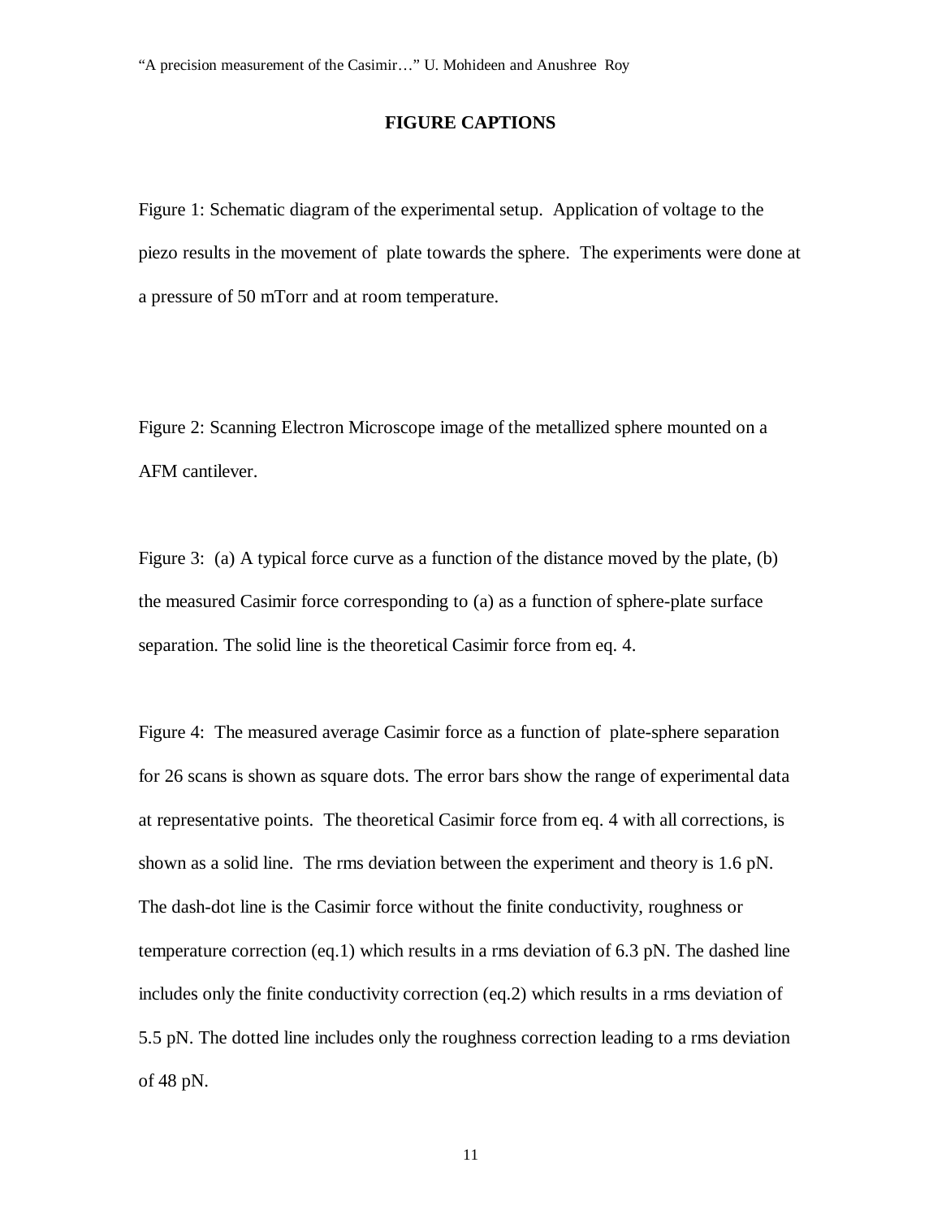## FIGURE CAPTIONS

Figure 1: Schematic diagram of the experimental setup. Application of voltage to the piezo results in the movement of plate towards the sphere. The experiments were done at a pressure of 50 mTorr and at room temperature.

Figure 2: Scanning Electron Microscope image of the metallized sphere mounted on a AFM cantilever.

Figure 3: (a) A typical force curve as a function of the distance moved by the plate, (b) the measured Casimir force corresponding to (a) as a function of sphere-plate surface separation. The solid line is the theoretical Casimir force from eq. 4.

Figure 4: The measured average Casimir force as a function of plate-sphere separation for 26 scans is shown as square dots. The error bars show the range of experimental data at representative points. The theoretical Casimir force from eq. 4 with all corrections, is shown as a solid line. The rms deviation between the experiment and theory is 1.6 pN. The dash-dot line is the Casimir force without the finite conductivity, roughness or temperature correction (eq.1) which results in a rms deviation of 6.3 pN. The dashed line includes only the finite conductivity correction (eq.2) which results in a rms deviation of 5.5 pN. The dotted line includes only the roughness correction leading to a rms deviation of 48 pN.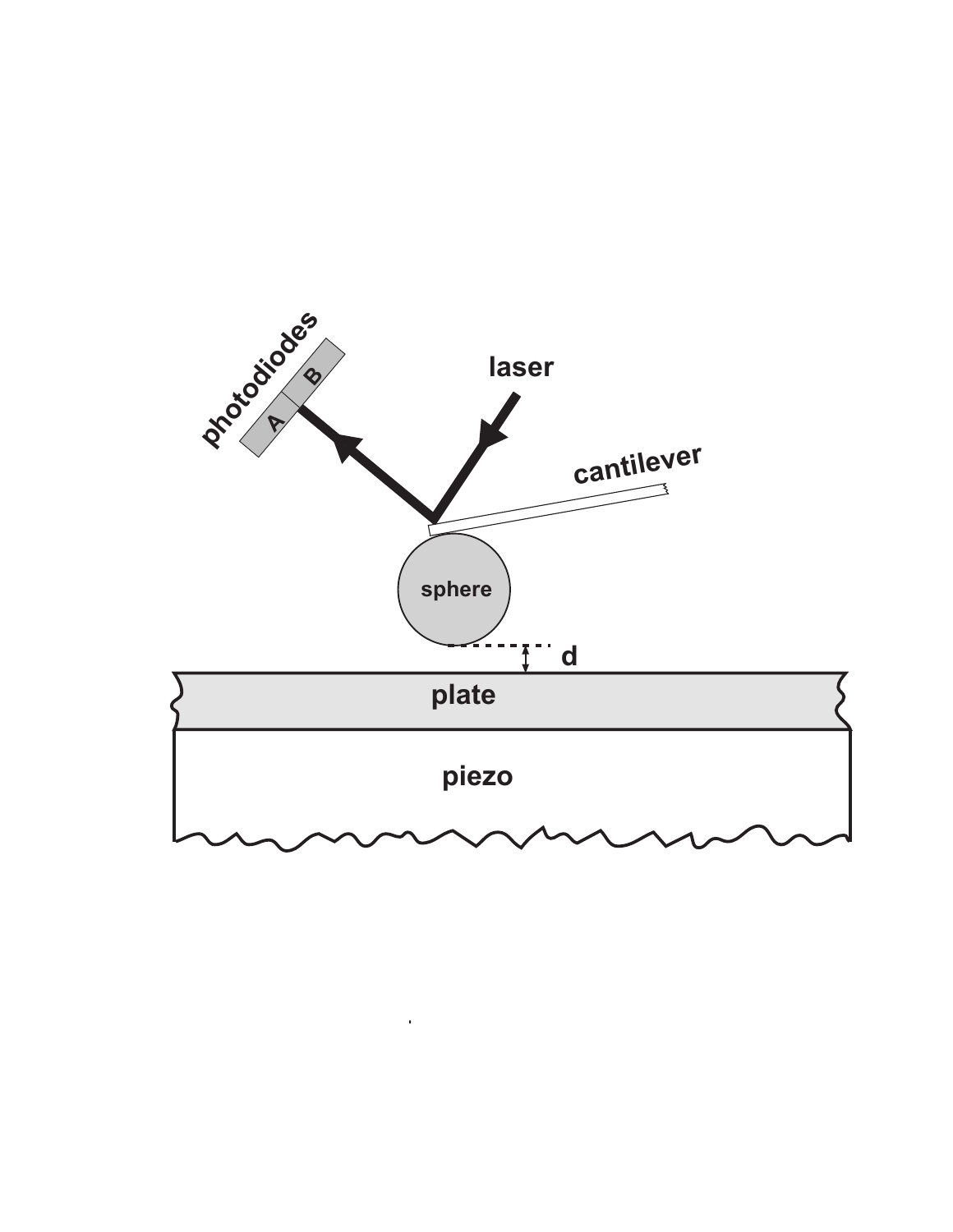photodiodes

A

B

laser

cantilever

sphere

d

plate

piezo